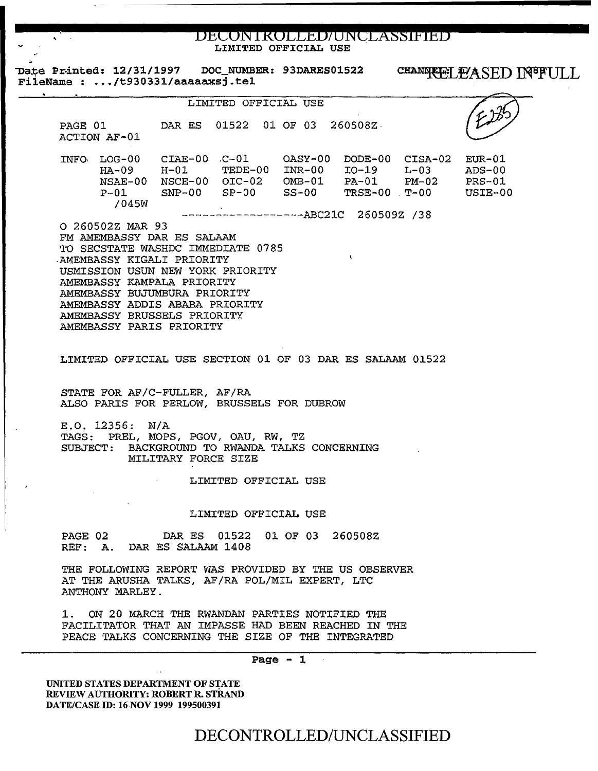DECONTROLLED/UNCLASSIFIED

LIMITED OFFICIAL USE

Date Printed: 12/31/1997 DOC_NUMBER: 93DARES01522 CHANNEL: RELEASED IN FULL
FileName : .../t930331/aaaaaxsj.tel

LIMITED OFFICIAL USE

E285

PAGE 01 DAR ES 01522 01 OF 03 260508Z
ACTION AF-01

| INFO | LOG-00 | CIAE-00 | C-01 | OASY-00 | DODE-00 | CISA-02 | EUR-01 |
|---|---|---|---|---|---|---|---|
| | HA-09 | H-01 | TEDE-00 | INR-00 | IO-19 | L-03 | ADS-00 |
| | NSAE-00 | NSCE-00 | OIC-02 | OMB-01 | PA-01 | PM-02 | PRS-01 |
| | P-01 | SNP-00 | SP-00 | SS-00 | TRSE-00 | T-00 | USIE-00 |
| | /045W | | | | | | |

------------------ABC21C 260509Z /38

O 260502Z MAR 93
FM AMEMBASSY DAR ES SALAAM
TO SECSTATE WASHDC IMMEDIATE 0785
AMEMBASSY KIGALI PRIORITY
USMISSION USUN NEW YORK PRIORITY
AMEMBASSY KAMPALA PRIORITY
AMEMBASSY BUJUMBURA PRIORITY
AMEMBASSY ADDIS ABABA PRIORITY
AMEMBASSY BRUSSELS PRIORITY
AMEMBASSY PARIS PRIORITY

LIMITED OFFICIAL USE SECTION 01 OF 03 DAR ES SALAAM 01522

STATE FOR AF/C-FULLER, AF/RA
ALSO PARIS FOR PERLOW, BRUSSELS FOR DUBROW

E.O. 12356: N/A
TAGS: PREL, MOPS, PGOV, OAU, RW, TZ
SUBJECT: BACKGROUND TO RWANDA TALKS CONCERNING MILITARY FORCE SIZE

LIMITED OFFICIAL USE

LIMITED OFFICIAL USE

PAGE 02 DAR ES 01522 01 OF 03 260508Z
REF: A. DAR ES SALAAM 1408

THE FOLLOWING REPORT WAS PROVIDED BY THE US OBSERVER AT THE ARUSHA TALKS, AF/RA POL/MIL EXPERT, LTC ANTHONY MARLEY.

1. ON 20 MARCH THE RWANDAN PARTIES NOTIFIED THE FACILITATOR THAT AN IMPASSE HAD BEEN REACHED IN THE PEACE TALKS CONCERNING THE SIZE OF THE INTEGRATED

UNITED STATES DEPARTMENT OF STATE
REVIEW AUTHORITY: ROBERT R. STRAND
DATE/CASE ID: 16 NOV 1999 199500391

DECONTROLLED/UNCLASSIFIED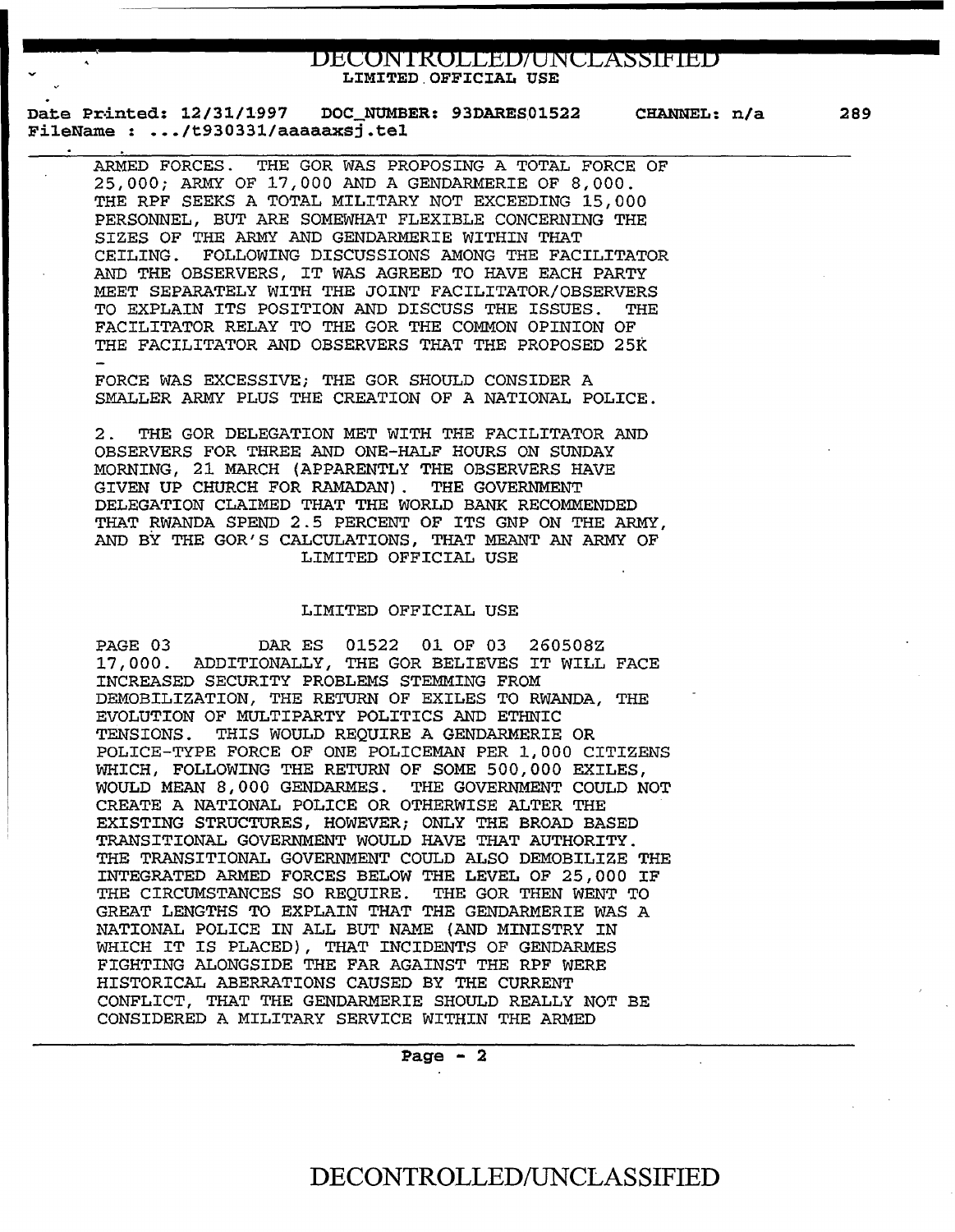ARMED FORCES. THE GOR WAS PROPOSING A TOTAL FORCE OF 25,000; ARMY OF 17,000 AND A GENDARMERIE OF 8,000. THE RPF SEEKS A TOTAL MILITARY NOT EXCEEDING 15,000 PERSONNEL, BUT ARE SOMEWHAT FLEXIBLE CONCERNING THE SIZES OF THE ARMY AND GENDARMERIE WITHIN THAT CEILING. FOLLOWING DISCUSSIONS AMONG THE FACILITATOR AND THE OBSERVERS, IT WAS AGREED TO HAVE EACH PARTY MEET SEPARATELY WITH THE JOINT FACILITATOR/OBSERVERS TO EXPLAIN ITS POSITION AND DISCUSS THE ISSUES. THE FACILITATOR RELAY TO THE GOR THE COMMON OPINION OF THE FACILITATOR AND OBSERVERS THAT THE PROPOSED 25K

-

FORCE WAS EXCESSIVE; THE GOR SHOULD CONSIDER A SMALLER ARMY PLUS THE CREATION OF A NATIONAL POLICE.

2. THE GOR DELEGATION MET WITH THE FACILITATOR AND OBSERVERS FOR THREE AND ONE-HALF HOURS ON SUNDAY MORNING, 21 MARCH (APPARENTLY THE OBSERVERS HAVE GIVEN UP CHURCH FOR RAMADAN). THE GOVERNMENT DELEGATION CLAIMED THAT THE WORLD BANK RECOMMENDED THAT RWANDA SPEND 2.5 PERCENT OF ITS GNP ON THE ARMY, AND BY THE GOR'S CALCULATIONS, THAT MEANT AN ARMY OF

PAGE 03 DAR ES 01522 01 OF 03 260508Z

17,000. ADDITIONALLY, THE GOR BELIEVES IT WILL FACE INCREASED SECURITY PROBLEMS STEMMING FROM DEMOBILIZATION, THE RETURN OF EXILES TO RWANDA, THE EVOLUTION OF MULTIPARTY POLITICS AND ETHNIC TENSIONS. THIS WOULD REQUIRE A GENDARMERIE OR POLICE-TYPE FORCE OF ONE POLICEMAN PER 1,000 CITIZENS WHICH, FOLLOWING THE RETURN OF SOME 500,000 EXILES, WOULD MEAN 8,000 GENDARMES. THE GOVERNMENT COULD NOT CREATE A NATIONAL POLICE OR OTHERWISE ALTER THE EXISTING STRUCTURES, HOWEVER; ONLY THE BROAD BASED TRANSITIONAL GOVERNMENT WOULD HAVE THAT AUTHORITY. THE TRANSITIONAL GOVERNMENT COULD ALSO DEMOBILIZE THE INTEGRATED ARMED FORCES BELOW THE LEVEL OF 25,000 IF THE CIRCUMSTANCES SO REQUIRE. THE GOR THEN WENT TO GREAT LENGTHS TO EXPLAIN THAT THE GENDARMERIE WAS A NATIONAL POLICE IN ALL BUT NAME (AND MINISTRY IN WHICH IT IS PLACED), THAT INCIDENTS OF GENDARMES FIGHTING ALONGSIDE THE FAR AGAINST THE RPF WERE HISTORICAL ABERRATIONS CAUSED BY THE CURRENT CONFLICT, THAT THE GENDARMERIE SHOULD REALLY NOT BE CONSIDERED A MILITARY SERVICE WITHIN THE ARMED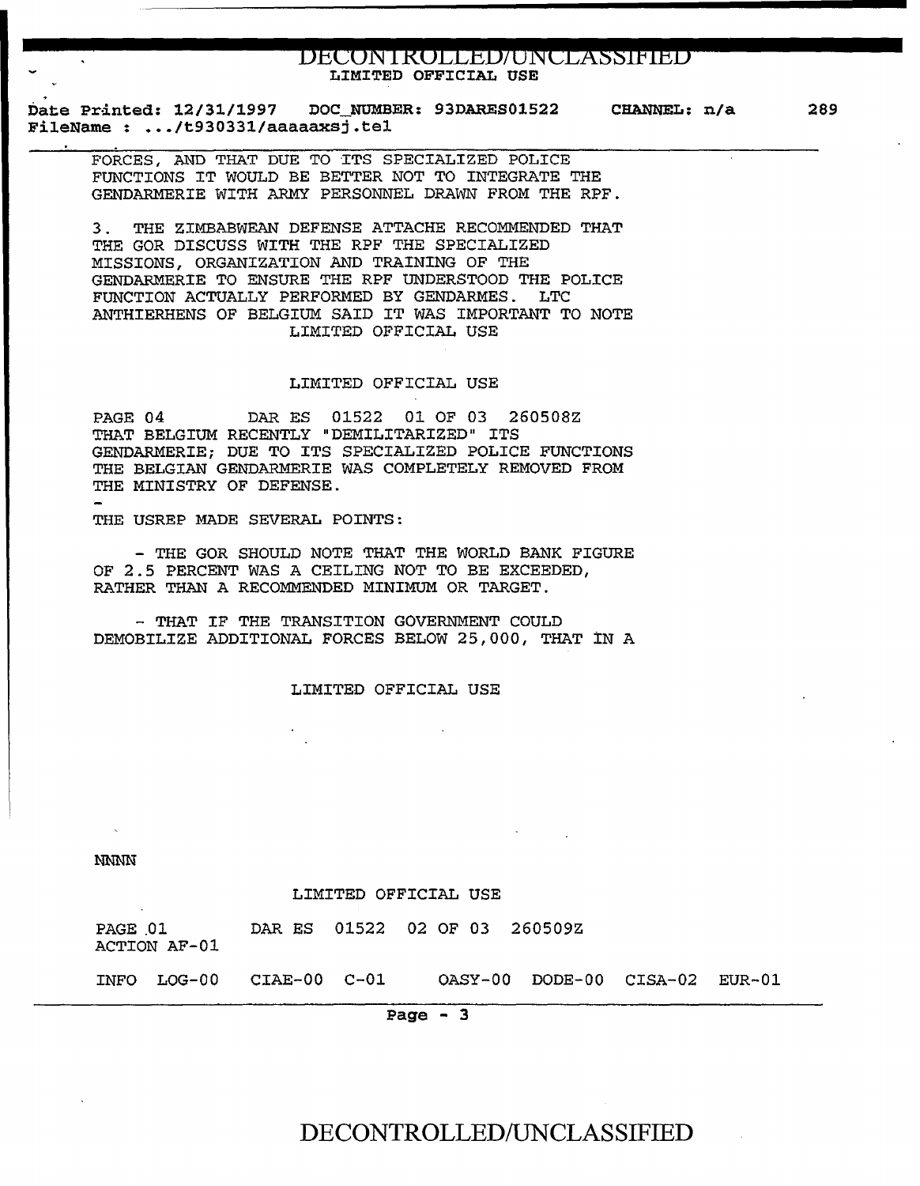FORCES, AND THAT DUE TO ITS SPECIALIZED POLICE FUNCTIONS IT WOULD BE BETTER NOT TO INTEGRATE THE GENDARMERIE WITH ARMY PERSONNEL DRAWN FROM THE RPF.

3. THE ZIMBABWEAN DEFENSE ATTACHE RECOMMENDED THAT THE GOR DISCUSS WITH THE RPF THE SPECIALIZED MISSIONS, ORGANIZATION AND TRAINING OF THE GENDARMERIE TO ENSURE THE RPF UNDERSTOOD THE POLICE FUNCTION ACTUALLY PERFORMED BY GENDARMES. LTC ANTHIERHENS OF BELGIUM SAID IT WAS IMPORTANT TO NOTE

LIMITED OFFICIAL USE

LIMITED OFFICIAL USE

PAGE 04 DAR ES 01522 01 OF 03 260508Z

THAT BELGIUM RECENTLY "DEMILITARIZED" ITS GENDARMERIE; DUE TO ITS SPECIALIZED POLICE FUNCTIONS THE BELGIAN GENDARMERIE WAS COMPLETELY REMOVED FROM THE MINISTRY OF DEFENSE.

-

THE USREP MADE SEVERAL POINTS:

- THE GOR SHOULD NOTE THAT THE WORLD BANK FIGURE OF 2.5 PERCENT WAS A CEILING NOT TO BE EXCEEDED, RATHER THAN A RECOMMENDED MINIMUM OR TARGET.

- THAT IF THE TRANSITION GOVERNMENT COULD DEMOBILIZE ADDITIONAL FORCES BELOW 25,000, THAT IN A

LIMITED OFFICIAL USE

NNNN

LIMITED OFFICIAL USE

PAGE 01 DAR ES 01522 02 OF 03 260509Z
ACTION AF-01

INFO LOG-00 CIAE-00 C-01 OASY-00 DODE-00 CISA-02 EUR-01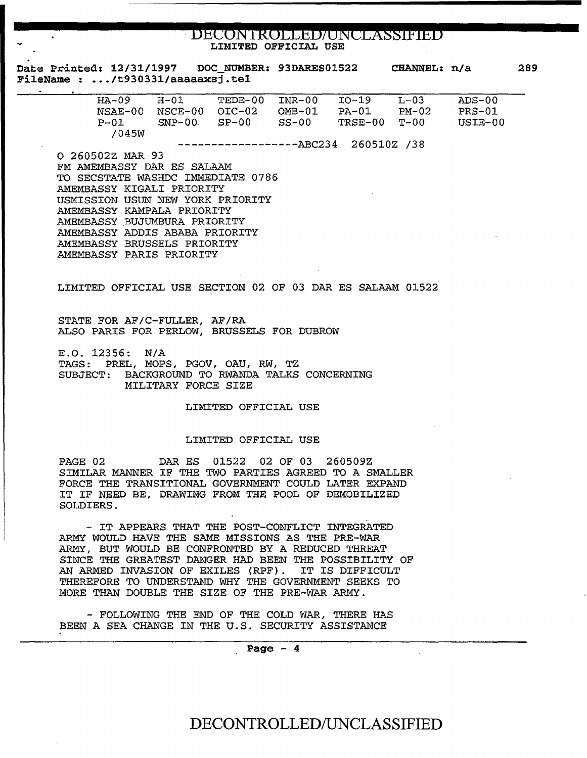DECONTROLLED/UNCLASSIFIED

LIMITED OFFICIAL USE

Date Printed: 12/31/1997 DOC_NUMBER: 93DARES01522 CHANNEL: n/a 289

FileName : .../t930331/aaaaxsj.tel

| | | | | | | |
|---|---|---|---|---|---|---|
| HA-09 | H-01 | TEDE-00 | INR-00 | IO-19 | L-03 | ADS-00 |
| NSAE-00 | NSCE-00 | OIC-02 | OMB-01 | PA-01 | PM-02 | PRS-01 |
| P-01 | SNP-00 | SP-00 | SS-00 | TRSE-00 | T-00 | USIE-00 |
| /045W | | | | | | |

------------------ABC234 260510Z /38

O 260502Z MAR 93
FM AMEMBASSY DAR ES SALAAM
TO SECSTATE WASHDC IMMEDIATE 0786
AMEMBASSY KIGALI PRIORITY
USMISSION USUN NEW YORK PRIORITY
AMEMBASSY KAMPALA PRIORITY
AMEMBASSY BUJUMBURA PRIORITY
AMEMBASSY ADDIS ABABA PRIORITY
AMEMBASSY BRUSSELS PRIORITY
AMEMBASSY PARIS PRIORITY

LIMITED OFFICIAL USE SECTION 02 OF 03 DAR ES SALAAM 01522

STATE FOR AF/C-FULLER, AF/RA
ALSO PARIS FOR PERLOW, BRUSSELS FOR DUBROW

E.O. 12356: N/A
TAGS: PREL, MOPS, PGOV, OAU, RW, TZ
SUBJECT: BACKGROUND TO RWANDA TALKS CONCERNING
MILITARY FORCE SIZE

LIMITED OFFICIAL USE

LIMITED OFFICIAL USE

PAGE 02 DAR ES 01522 02 OF 03 260509Z

SIMILAR MANNER IF THE TWO PARTIES AGREED TO A SMALLER FORCE THE TRANSITIONAL GOVERNMENT COULD LATER EXPAND IT IF NEED BE, DRAWING FROM THE POOL OF DEMOBILIZED SOLDIERS.

- IT APPEARS THAT THE POST-CONFLICT INTEGRATED ARMY WOULD HAVE THE SAME MISSIONS AS THE PRE-WAR ARMY, BUT WOULD BE CONFRONTED BY A REDUCED THREAT SINCE THE GREATEST DANGER HAD BEEN THE POSSIBILITY OF AN ARMED INVASION OF EXILES (RPF). IT IS DIFFICULT THEREFORE TO UNDERSTAND WHY THE GOVERNMENT SEEKS TO MORE THAN DOUBLE THE SIZE OF THE PRE-WAR ARMY.

- FOLLOWING THE END OF THE COLD WAR, THERE HAS BEEN A SEA CHANGE IN THE U.S. SECURITY ASSISTANCE

DECONTROLLED/UNCLASSIFIED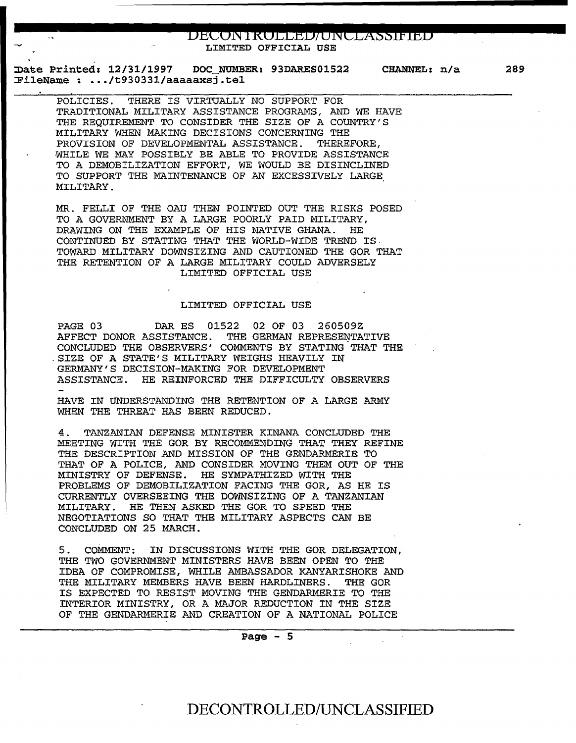POLICIES. THERE IS VIRTUALLY NO SUPPORT FOR TRADITIONAL MILITARY ASSISTANCE PROGRAMS, AND WE HAVE THE REQUIREMENT TO CONSIDER THE SIZE OF A COUNTRY'S MILITARY WHEN MAKING DECISIONS CONCERNING THE PROVISION OF DEVELOPMENTAL ASSISTANCE. THEREFORE, WHILE WE MAY POSSIBLY BE ABLE TO PROVIDE ASSISTANCE TO A DEMOBILIZATION EFFORT, WE WOULD BE DISINCLINED TO SUPPORT THE MAINTENANCE OF AN EXCESSIVELY LARGE MILITARY.

MR. FELLI OF THE OAU THEN POINTED OUT THE RISKS POSED TO A GOVERNMENT BY A LARGE POORLY PAID MILITARY, DRAWING ON THE EXAMPLE OF HIS NATIVE GHANA. HE CONTINUED BY STATING THAT THE WORLD-WIDE TREND IS TOWARD MILITARY DOWNSIZING AND CAUTIONED THE GOR THAT THE RETENTION OF A LARGE MILITARY COULD ADVERSELY

PAGE 03 DAR ES 01522 02 OF 03 260509Z

AFFECT DONOR ASSISTANCE. THE GERMAN REPRESENTATIVE CONCLUDED THE OBSERVERS' COMMENTS BY STATING THAT THE SIZE OF A STATE'S MILITARY WEIGHS HEAVILY IN GERMANY'S DECISION-MAKING FOR DEVELOPMENT ASSISTANCE. HE REINFORCED THE DIFFICULTY OBSERVERS HAVE IN UNDERSTANDING THE RETENTION OF A LARGE ARMY WHEN THE THREAT HAS BEEN REDUCED.

4. TANZANIAN DEFENSE MINISTER KINANA CONCLUDED THE MEETING WITH THE GOR BY RECOMMENDING THAT THEY REFINE THE DESCRIPTION AND MISSION OF THE GENDARMERIE TO THAT OF A POLICE, AND CONSIDER MOVING THEM OUT OF THE MINISTRY OF DEFENSE. HE SYMPATHIZED WITH THE PROBLEMS OF DEMOBILIZATION FACING THE GOR, AS HE IS CURRENTLY OVERSEEING THE DOWNSIZING OF A TANZANIAN MILITARY. HE THEN ASKED THE GOR TO SPEED THE NEGOTIATIONS SO THAT THE MILITARY ASPECTS CAN BE CONCLUDED ON 25 MARCH.

5. COMMENT: IN DISCUSSIONS WITH THE GOR DELEGATION, THE TWO GOVERNMENT MINISTERS HAVE BEEN OPEN TO THE IDEA OF COMPROMISE, WHILE AMBASSADOR KANYARISHOKE AND THE MILITARY MEMBERS HAVE BEEN HARDLINERS. THE GOR IS EXPECTED TO RESIST MOVING THE GENDARMERIE TO THE INTERIOR MINISTRY, OR A MAJOR REDUCTION IN THE SIZE OF THE GENDARMERIE AND CREATION OF A NATIONAL POLICE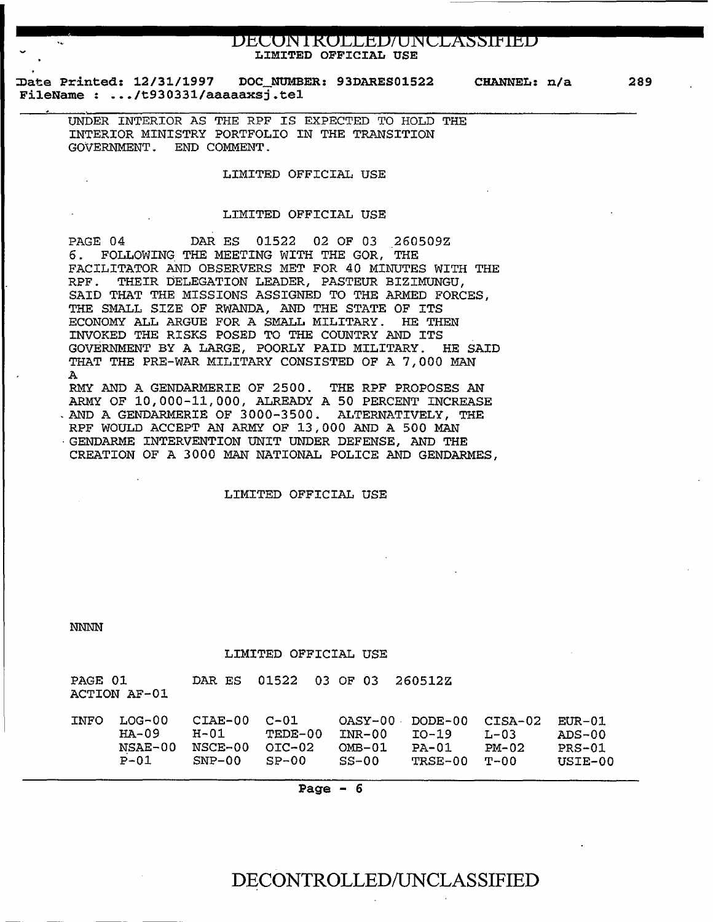UNDER INTERIOR AS THE RPF IS EXPECTED TO HOLD THE INTERIOR MINISTRY PORTFOLIO IN THE TRANSITION GOVERNMENT. END COMMENT.

LIMITED OFFICIAL USE

LIMITED OFFICIAL USE

PAGE 04 DAR ES 01522 02 OF 03 260509Z

6. FOLLOWING THE MEETING WITH THE GOR, THE FACILITATOR AND OBSERVERS MET FOR 40 MINUTES WITH THE RPF. THEIR DELEGATION LEADER, PASTEUR BIZIMUNGU, SAID THAT THE MISSIONS ASSIGNED TO THE ARMED FORCES, THE SMALL SIZE OF RWANDA, AND THE STATE OF ITS ECONOMY ALL ARGUE FOR A SMALL MILITARY. HE THEN INVOKED THE RISKS POSED TO THE COUNTRY AND ITS GOVERNMENT BY A LARGE, POORLY PAID MILITARY. HE SAID THAT THE PRE-WAR MILITARY CONSISTED OF A 7,000 MAN A
RMY AND A GENDARMERIE OF 2500. THE RPF PROPOSES AN ARMY OF 10,000-11,000, ALREADY A 50 PERCENT INCREASE AND A GENDARMERIE OF 3000-3500. ALTERNATIVELY, THE RPF WOULD ACCEPT AN ARMY OF 13,000 AND A 500 MAN GENDARME INTERVENTION UNIT UNDER DEFENSE, AND THE CREATION OF A 3000 MAN NATIONAL POLICE AND GENDARMES,

LIMITED OFFICIAL USE

NNNN

LIMITED OFFICIAL USE

PAGE 01 DAR ES 01522 03 OF 03 260512Z
ACTION AF-01

| INFO | LOG-00 | CIAE-00 | C-01 | OASY-00 | DODE-00 | CISA-02 | EUR-01 |
|---|---|---|---|---|---|---|---|
| | HA-09 | H-01 | TEDE-00 | INR-00 | IO-19 | L-03 | ADS-00 |
| | NSAE-00 | NSCE-00 | OIC-02 | OMB-01 | PA-01 | PM-02 | PRS-01 |
| | P-01 | SNP-00 | SP-00 | SS-00 | TRSE-00 | T-00 | USIE-00 |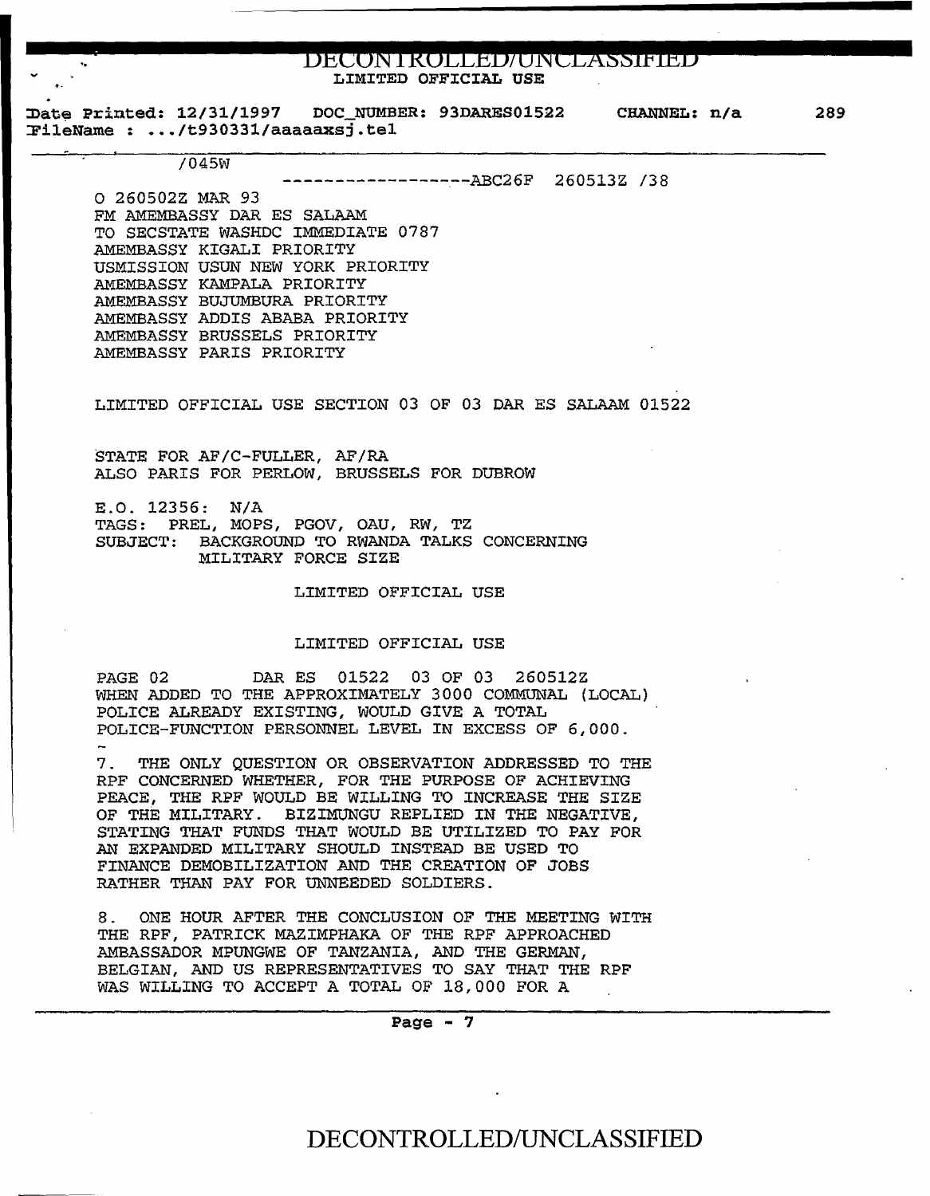LIMITED OFFICIAL USE

Date Printed: 12/31/1997 DOC_NUMBER: 93DARES01522 CHANNEL: n/a

FileName : .../t930331/aaaaaxsj.tel

/045W

------------------ABC26F 260513Z /38

O 260502Z MAR 93
FM AMEMBASSY DAR ES SALAAM
TO SECSTATE WASHDC IMMEDIATE 0787
AMEMBASSY KIGALI PRIORITY
USMISSION USUN NEW YORK PRIORITY
AMEMBASSY KAMPALA PRIORITY
AMEMBASSY BUJUMBURA PRIORITY
AMEMBASSY ADDIS ABABA PRIORITY
AMEMBASSY BRUSSELS PRIORITY
AMEMBASSY PARIS PRIORITY

LIMITED OFFICIAL USE SECTION 03 OF 03 DAR ES SALAAM 01522

STATE FOR AF/C-FULLER, AF/RA
ALSO PARIS FOR PERLOW, BRUSSELS FOR DUBROW

E.O. 12356: N/A
TAGS: PREL, MOPS, PGOV, OAU, RW, TZ
SUBJECT: BACKGROUND TO RWANDA TALKS CONCERNING MILITARY FORCE SIZE

LIMITED OFFICIAL USE

LIMITED OFFICIAL USE

PAGE 02 DAR ES 01522 03 OF 03 260512Z

WHEN ADDED TO THE APPROXIMATELY 3000 COMMUNAL (LOCAL) POLICE ALREADY EXISTING, WOULD GIVE A TOTAL POLICE-FUNCTION PERSONNEL LEVEL IN EXCESS OF 6,000.

7. THE ONLY QUESTION OR OBSERVATION ADDRESSED TO THE RPF CONCERNED WHETHER, FOR THE PURPOSE OF ACHIEVING PEACE, THE RPF WOULD BE WILLING TO INCREASE THE SIZE OF THE MILITARY. BIZIMUNGU REPLIED IN THE NEGATIVE, STATING THAT FUNDS THAT WOULD BE UTILIZED TO PAY FOR AN EXPANDED MILITARY SHOULD INSTEAD BE USED TO FINANCE DEMOBILIZATION AND THE CREATION OF JOBS RATHER THAN PAY FOR UNNEEDED SOLDIERS.

8. ONE HOUR AFTER THE CONCLUSION OF THE MEETING WITH THE RPF, PATRICK MAZIMPHAKA OF THE RPF APPROACHED AMBASSADOR MPUNGWE OF TANZANIA, AND THE GERMAN, BELGIAN, AND US REPRESENTATIVES TO SAY THAT THE RPF WAS WILLING TO ACCEPT A TOTAL OF 18,000 FOR A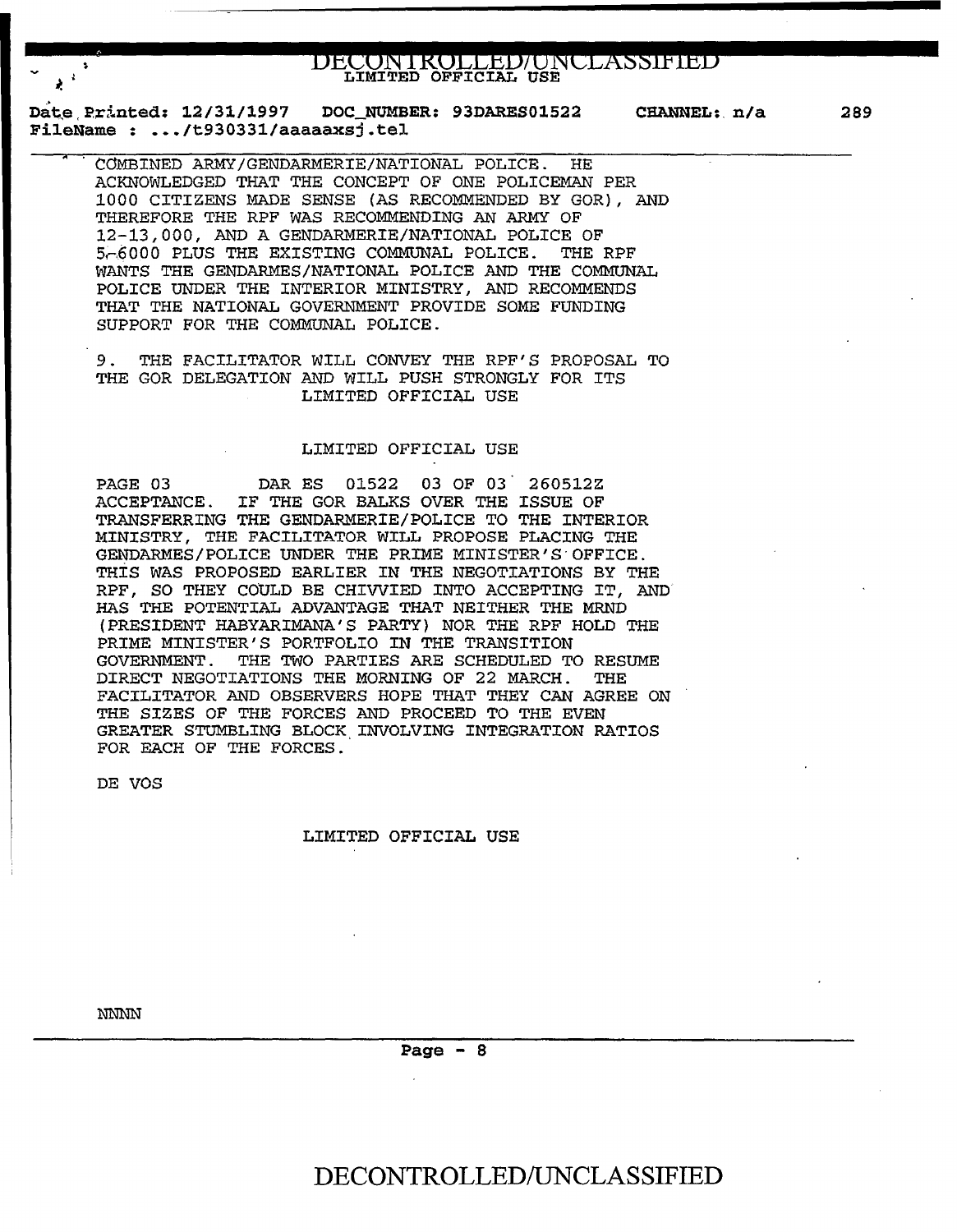COMBINED ARMY/GENDARMERIE/NATIONAL POLICE. HE ACKNOWLEDGED THAT THE CONCEPT OF ONE POLICEMAN PER 1000 CITIZENS MADE SENSE (AS RECOMMENDED BY GOR), AND THEREFORE THE RPF WAS RECOMMENDING AN ARMY OF 12-13,000, AND A GENDARMERIE/NATIONAL POLICE OF 5-6000 PLUS THE EXISTING COMMUNAL POLICE. THE RPF WANTS THE GENDARMES/NATIONAL POLICE AND THE COMMUNAL POLICE UNDER THE INTERIOR MINISTRY, AND RECOMMENDS THAT THE NATIONAL GOVERNMENT PROVIDE SOME FUNDING SUPPORT FOR THE COMMUNAL POLICE.

9. THE FACILITATOR WILL CONVEY THE RPF'S PROPOSAL TO THE GOR DELEGATION AND WILL PUSH STRONGLY FOR ITS

LIMITED OFFICIAL USE

LIMITED OFFICIAL USE

PAGE 03        DAR ES 01522 03 OF 03 260512Z

ACCEPTANCE. IF THE GOR BALKS OVER THE ISSUE OF TRANSFERRING THE GENDARMERIE/POLICE TO THE INTERIOR MINISTRY, THE FACILITATOR WILL PROPOSE PLACING THE GENDARMES/POLICE UNDER THE PRIME MINISTER'S OFFICE. THIS WAS PROPOSED EARLIER IN THE NEGOTIATIONS BY THE RPF, SO THEY COULD BE CHIVVIED INTO ACCEPTING IT, AND HAS THE POTENTIAL ADVANTAGE THAT NEITHER THE MRND (PRESIDENT HABYARIMANA'S PARTY) NOR THE RPF HOLD THE PRIME MINISTER'S PORTFOLIO IN THE TRANSITION GOVERNMENT. THE TWO PARTIES ARE SCHEDULED TO RESUME DIRECT NEGOTIATIONS THE MORNING OF 22 MARCH. THE FACILITATOR AND OBSERVERS HOPE THAT THEY CAN AGREE ON THE SIZES OF THE FORCES AND PROCEED TO THE EVEN GREATER STUMBLING BLOCK INVOLVING INTEGRATION RATIOS FOR EACH OF THE FORCES.

DE VOS

LIMITED OFFICIAL USE

NNNN